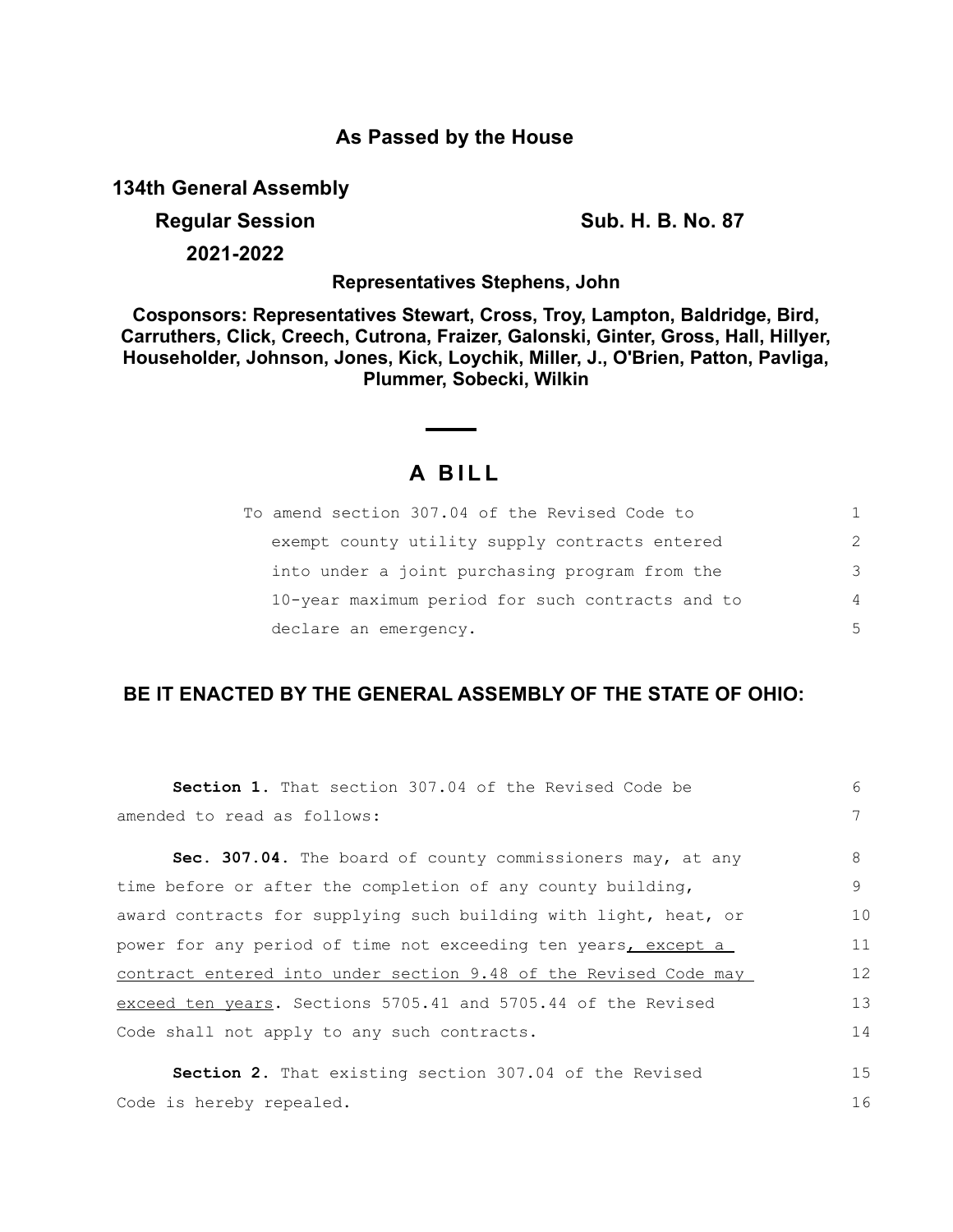**As Passed by the House**

**134th General Assembly**

**Regular Session** **Sub. H. B. No. 87**

**2021-2022**

**Representatives Stephens, John**

**Cosponsors: Representatives Stewart, Cross, Troy, Lampton, Baldridge, Bird, Carruthers, Click, Creech, Cutrona, Fraizer, Galonski, Ginter, Gross, Hall, Hillyer, Householder, Johnson, Jones, Kick, Loychik, Miller, J., O'Brien, Patton, Pavliga, Plummer, Sobecki, Wilkin**

# A BILL

To amend section 307.04 of the Revised Code to exempt county utility supply contracts entered into under a joint purchasing program from the 10-year maximum period for such contracts and to declare an emergency.

**BE IT ENACTED BY THE GENERAL ASSEMBLY OF THE STATE OF OHIO:**

**Section 1.** That section 307.04 of the Revised Code be amended to read as follows:

**Sec. 307.04.** The board of county commissioners may, at any time before or after the completion of any county building, award contracts for supplying such building with light, heat, or power for any period of time not exceeding ten years<u>, except a contract entered into under section 9.48 of the Revised Code may exceed ten years</u>. Sections 5705.41 and 5705.44 of the Revised Code shall not apply to any such contracts.

**Section 2.** That existing section 307.04 of the Revised Code is hereby repealed.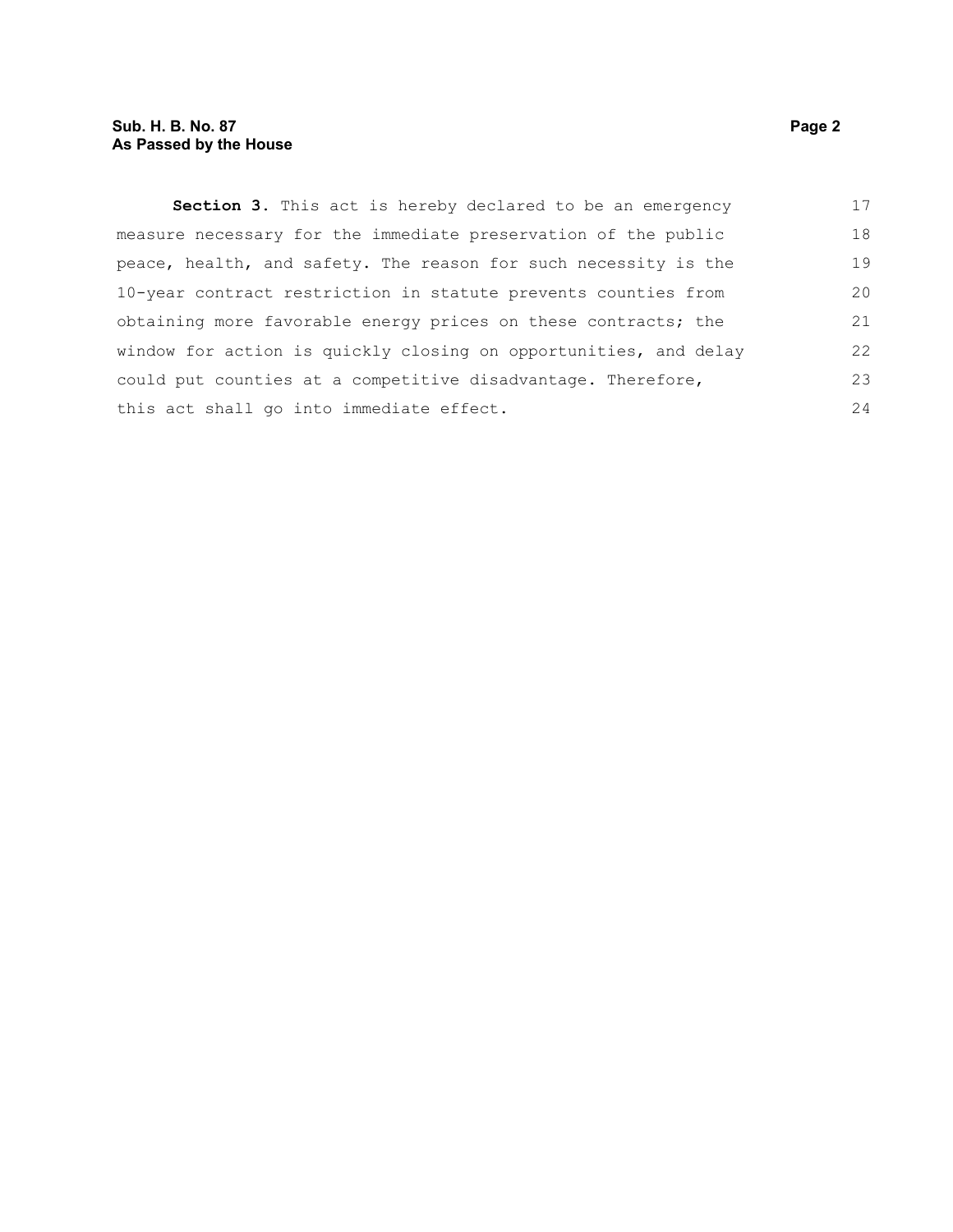**Section 3.** This act is hereby declared to be an emergency measure necessary for the immediate preservation of the public peace, health, and safety. The reason for such necessity is the 10-year contract restriction in statute prevents counties from obtaining more favorable energy prices on these contracts; the window for action is quickly closing on opportunities, and delay could put counties at a competitive disadvantage. Therefore, this act shall go into immediate effect.